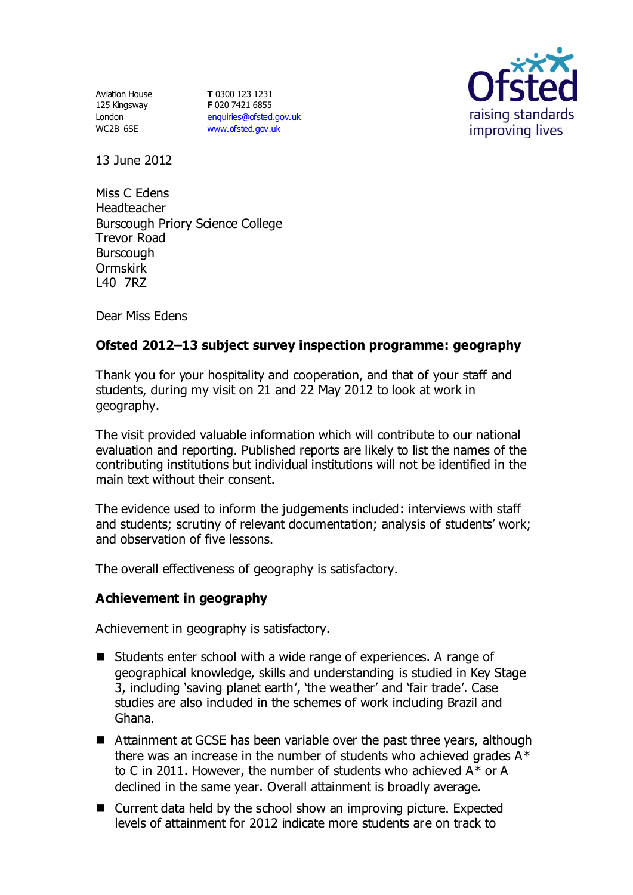Aviation House
125 Kingsway
London
WC2B 6SE

**T** 0300 123 1231
**F** 020 7421 6855
enquiries@ofsted.gov.uk
www.ofsted.gov.uk

Ofsted
raising standards
improving lives

13 June 2012

Miss C Edens
Headteacher
Burscough Priory Science College
Trevor Road
Burscough
Ormskirk
L40 7RZ

Dear Miss Edens

**Ofsted 2012–13 subject survey inspection programme: geography**

Thank you for your hospitality and cooperation, and that of your staff and students, during my visit on 21 and 22 May 2012 to look at work in geography.

The visit provided valuable information which will contribute to our national evaluation and reporting. Published reports are likely to list the names of the contributing institutions but individual institutions will not be identified in the main text without their consent.

The evidence used to inform the judgements included: interviews with staff and students; scrutiny of relevant documentation; analysis of students' work; and observation of five lessons.

The overall effectiveness of geography is satisfactory.

**Achievement in geography**

Achievement in geography is satisfactory.

- Students enter school with a wide range of experiences. A range of geographical knowledge, skills and understanding is studied in Key Stage 3, including 'saving planet earth', 'the weather' and 'fair trade'. Case studies are also included in the schemes of work including Brazil and Ghana.
- Attainment at GCSE has been variable over the past three years, although there was an increase in the number of students who achieved grades A* to C in 2011. However, the number of students who achieved A* or A declined in the same year. Overall attainment is broadly average.
- Current data held by the school show an improving picture. Expected levels of attainment for 2012 indicate more students are on track to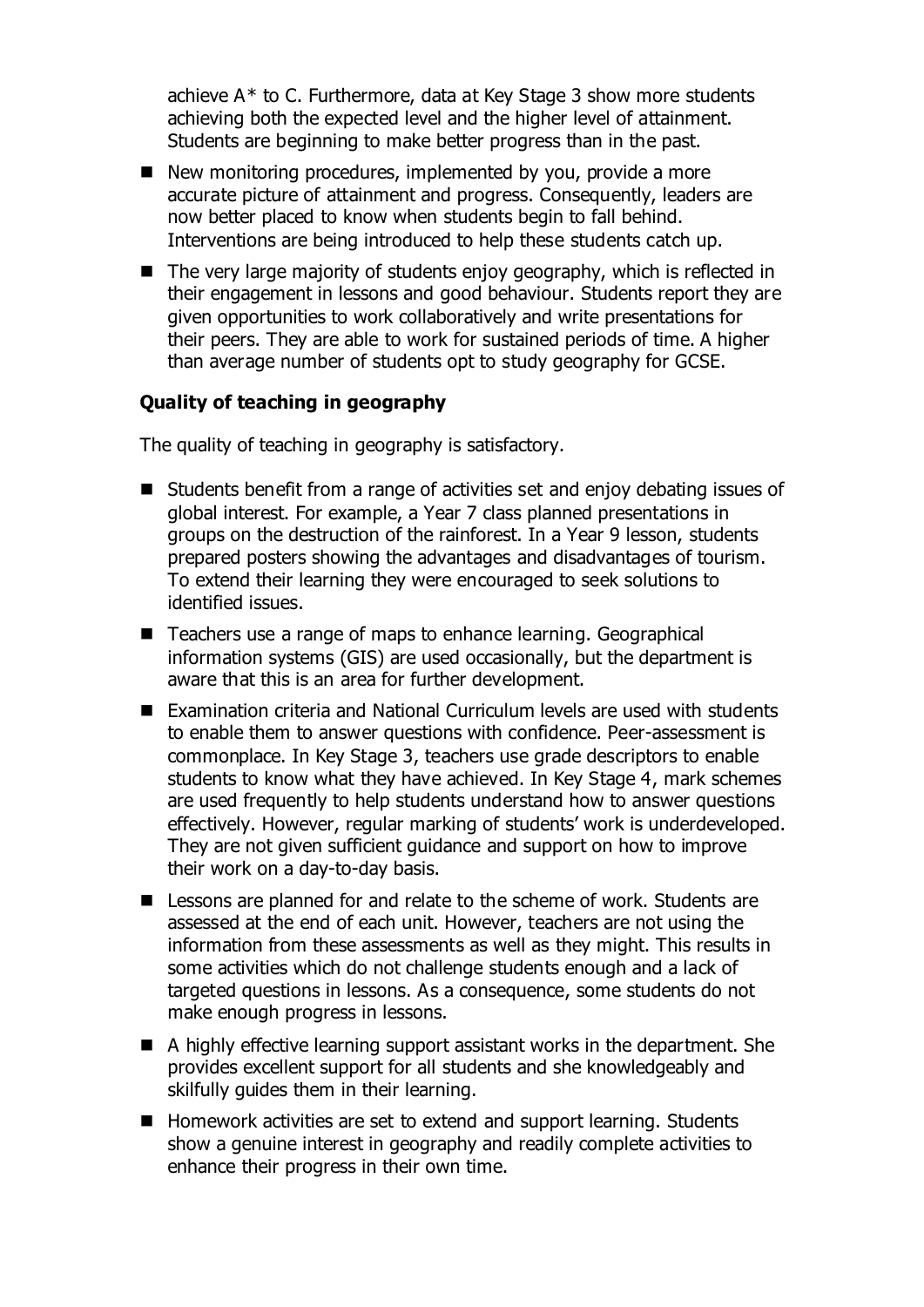achieve A* to C. Furthermore, data at Key Stage 3 show more students achieving both the expected level and the higher level of attainment. Students are beginning to make better progress than in the past.

- New monitoring procedures, implemented by you, provide a more accurate picture of attainment and progress. Consequently, leaders are now better placed to know when students begin to fall behind. Interventions are being introduced to help these students catch up.
- The very large majority of students enjoy geography, which is reflected in their engagement in lessons and good behaviour. Students report they are given opportunities to work collaboratively and write presentations for their peers. They are able to work for sustained periods of time. A higher than average number of students opt to study geography for GCSE.

### Quality of teaching in geography

The quality of teaching in geography is satisfactory.

- Students benefit from a range of activities set and enjoy debating issues of global interest. For example, a Year 7 class planned presentations in groups on the destruction of the rainforest. In a Year 9 lesson, students prepared posters showing the advantages and disadvantages of tourism. To extend their learning they were encouraged to seek solutions to identified issues.
- Teachers use a range of maps to enhance learning. Geographical information systems (GIS) are used occasionally, but the department is aware that this is an area for further development.
- Examination criteria and National Curriculum levels are used with students to enable them to answer questions with confidence. Peer-assessment is commonplace. In Key Stage 3, teachers use grade descriptors to enable students to know what they have achieved. In Key Stage 4, mark schemes are used frequently to help students understand how to answer questions effectively. However, regular marking of students' work is underdeveloped. They are not given sufficient guidance and support on how to improve their work on a day-to-day basis.
- Lessons are planned for and relate to the scheme of work. Students are assessed at the end of each unit. However, teachers are not using the information from these assessments as well as they might. This results in some activities which do not challenge students enough and a lack of targeted questions in lessons. As a consequence, some students do not make enough progress in lessons.
- A highly effective learning support assistant works in the department. She provides excellent support for all students and she knowledgeably and skilfully guides them in their learning.
- Homework activities are set to extend and support learning. Students show a genuine interest in geography and readily complete activities to enhance their progress in their own time.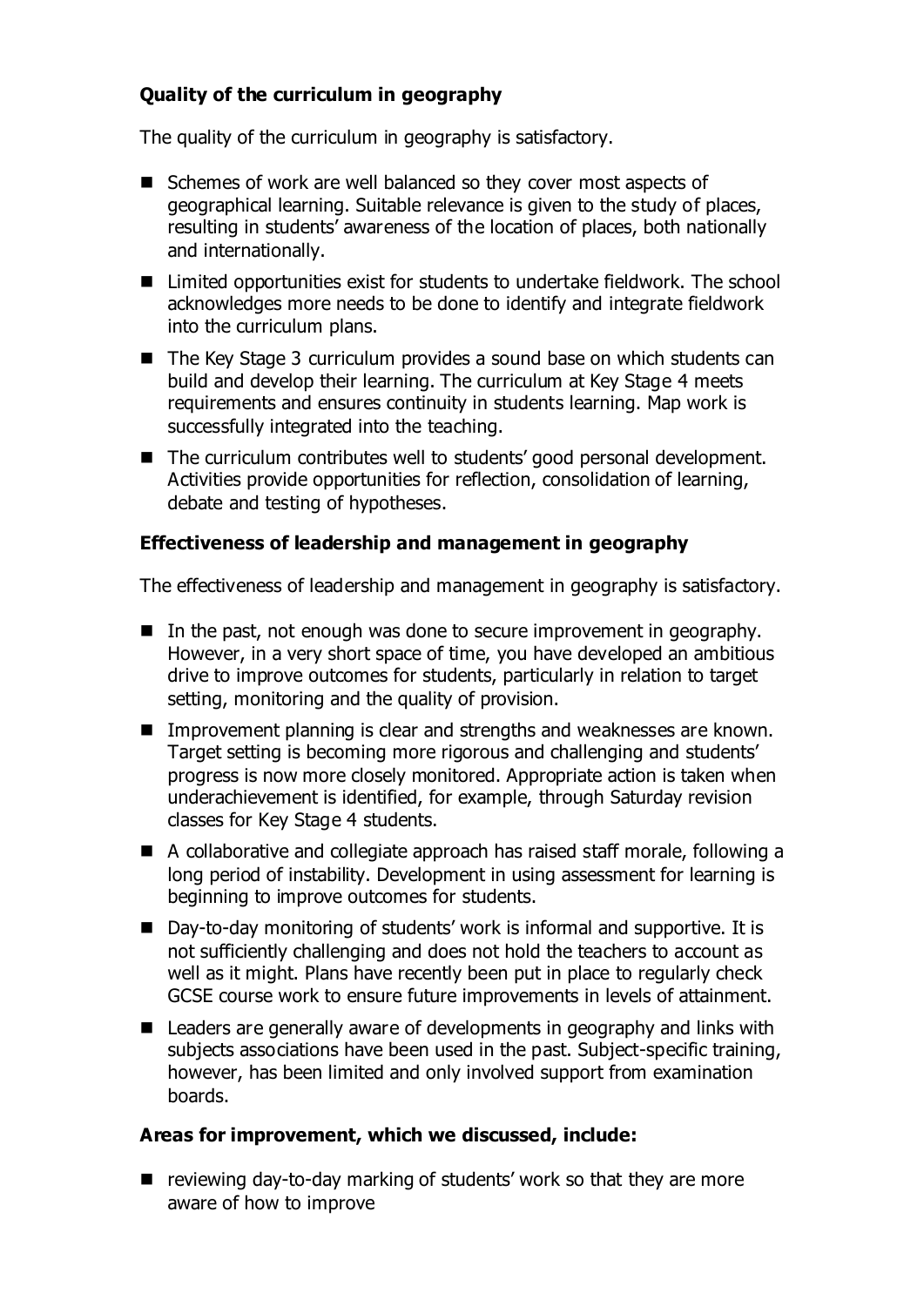**Quality of the curriculum in geography**

The quality of the curriculum in geography is satisfactory.

- Schemes of work are well balanced so they cover most aspects of geographical learning. Suitable relevance is given to the study of places, resulting in students' awareness of the location of places, both nationally and internationally.
- Limited opportunities exist for students to undertake fieldwork. The school acknowledges more needs to be done to identify and integrate fieldwork into the curriculum plans.
- The Key Stage 3 curriculum provides a sound base on which students can build and develop their learning. The curriculum at Key Stage 4 meets requirements and ensures continuity in students learning. Map work is successfully integrated into the teaching.
- The curriculum contributes well to students' good personal development. Activities provide opportunities for reflection, consolidation of learning, debate and testing of hypotheses.

**Effectiveness of leadership and management in geography**

The effectiveness of leadership and management in geography is satisfactory.

- In the past, not enough was done to secure improvement in geography. However, in a very short space of time, you have developed an ambitious drive to improve outcomes for students, particularly in relation to target setting, monitoring and the quality of provision.
- Improvement planning is clear and strengths and weaknesses are known. Target setting is becoming more rigorous and challenging and students' progress is now more closely monitored. Appropriate action is taken when underachievement is identified, for example, through Saturday revision classes for Key Stage 4 students.
- A collaborative and collegiate approach has raised staff morale, following a long period of instability. Development in using assessment for learning is beginning to improve outcomes for students.
- Day-to-day monitoring of students' work is informal and supportive. It is not sufficiently challenging and does not hold the teachers to account as well as it might. Plans have recently been put in place to regularly check GCSE course work to ensure future improvements in levels of attainment.
- Leaders are generally aware of developments in geography and links with subjects associations have been used in the past. Subject-specific training, however, has been limited and only involved support from examination boards.

**Areas for improvement, which we discussed, include:**

- reviewing day-to-day marking of students' work so that they are more aware of how to improve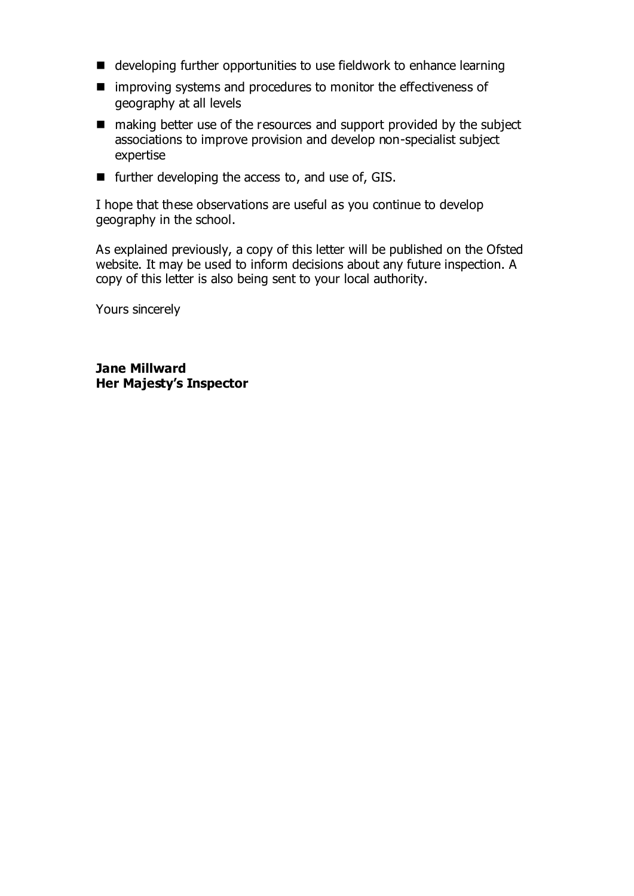- developing further opportunities to use fieldwork to enhance learning
- improving systems and procedures to monitor the effectiveness of geography at all levels
- making better use of the resources and support provided by the subject associations to improve provision and develop non-specialist subject expertise
- further developing the access to, and use of, GIS.

I hope that these observations are useful as you continue to develop geography in the school.

As explained previously, a copy of this letter will be published on the Ofsted website. It may be used to inform decisions about any future inspection. A copy of this letter is also being sent to your local authority.

Yours sincerely

**Jane Millward**
**Her Majesty's Inspector**